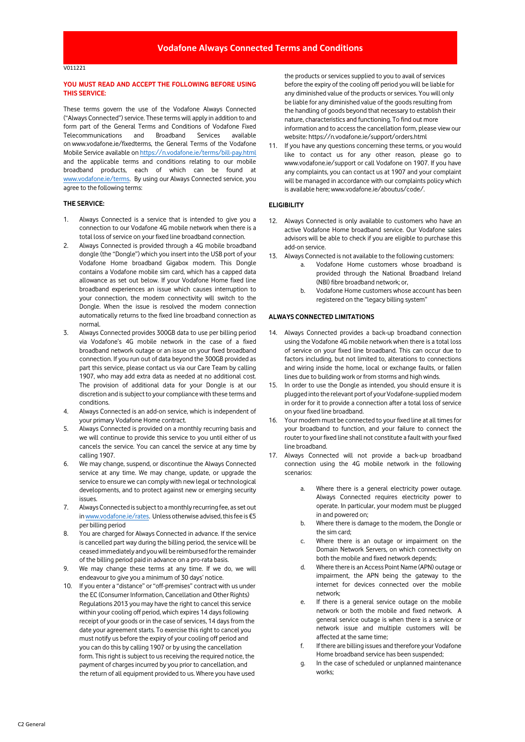# Vodafone Always Connected Terms and Conditions

V011221

**YOU MUST READ AND ACCEPT THE FOLLOWING BEFORE USING THIS SERVICE:**

These terms govern the use of the Vodafone Always Connected ("Always Connected") service. These terms will apply in addition to and form part of the General Terms and Conditions of Vodafone Fixed Telecommunications and Broadband Services available on www.vodafone.ie/fixedterms, the General Terms of the Vodafone Mobile Service available on https://n.vodafone.ie/terms/bill-pay.html and the applicable terms and conditions relating to our mobile broadband products, each of which can be found at www.vodafone.ie/terms. By using our Always Connected service, you agree to the following terms:

**THE SERVICE:**

1. Always Connected is a service that is intended to give you a connection to our Vodafone 4G mobile network when there is a total loss of service on your fixed line broadband connection.
2. Always Connected is provided through a 4G mobile broadband dongle (the "Dongle") which you insert into the USB port of your Vodafone Home broadband Gigabox modem. This Dongle contains a Vodafone mobile sim card, which has a capped data allowance as set out below. If your Vodafone Home fixed line broadband experiences an issue which causes interruption to your connection, the modem connectivity will switch to the Dongle. When the issue is resolved the modem connection automatically returns to the fixed line broadband connection as normal.
3. Always Connected provides 300GB data to use per billing period via Vodafone's 4G mobile network in the case of a fixed broadband network outage or an issue on your fixed broadband connection. If you run out of data beyond the 300GB provided as part this service, please contact us via our Care Team by calling 1907, who may add extra data as needed at no additional cost. The provision of additional data for your Dongle is at our discretion and is subject to your compliance with these terms and conditions.
4. Always Connected is an add-on service, which is independent of your primary Vodafone Home contract.
5. Always Connected is provided on a monthly recurring basis and we will continue to provide this service to you until either of us cancels the service. You can cancel the service at any time by calling 1907.
6. We may change, suspend, or discontinue the Always Connected service at any time. We may change, update, or upgrade the service to ensure we can comply with new legal or technological developments, and to protect against new or emerging security issues.
7. Always Connected is subject to a monthly recurring fee, as set out in www.vodafone.ie/rates. Unless otherwise advised, this fee is €5 per billing period
8. You are charged for Always Connected in advance. If the service is cancelled part way during the billing period, the service will be ceased immediately and you will be reimbursed for the remainder of the billing period paid in advance on a pro-rata basis.
9. We may change these terms at any time. If we do, we will endeavour to give you a minimum of 30 days' notice.
10. If you enter a "distance" or "off-premises" contract with us under the EC (Consumer Information, Cancellation and Other Rights) Regulations 2013 you may have the right to cancel this service within your cooling off period, which expires 14 days following receipt of your goods or in the case of services, 14 days from the date your agreement starts. To exercise this right to cancel you must notify us before the expiry of your cooling off period and you can do this by calling 1907 or by using the cancellation form. This right is subject to us receiving the required notice, the payment of charges incurred by you prior to cancellation, and the return of all equipment provided to us. Where you have used the products or services supplied to you to avail of services before the expiry of the cooling off period you will be liable for any diminished value of the products or services. You will only be liable for any diminished value of the goods resulting from the handling of goods beyond that necessary to establish their nature, characteristics and functioning. To find out more information and to access the cancellation form, please view our website: https://n.vodafone.ie/support/orders.html
11. If you have any questions concerning these terms, or you would like to contact us for any other reason, please go to www.vodafone.ie/support or call Vodafone on 1907. If you have any complaints, you can contact us at 1907 and your complaint will be managed in accordance with our complaints policy which is available here; www.vodafone.ie/aboutus/code/.

**ELIGIBILITY**

12. Always Connected is only available to customers who have an active Vodafone Home broadband service. Our Vodafone sales advisors will be able to check if you are eligible to purchase this add-on service.
13. Always Connected is not available to the following customers:
    a. Vodafone Home customers whose broadband is provided through the National Broadband Ireland (NBI) fibre broadband network; or,
    b. Vodafone Home customers whose account has been registered on the "legacy billing system"

**ALWAYS CONNECTED LIMITATIONS**

14. Always Connected provides a back-up broadband connection using the Vodafone 4G mobile network when there is a total loss of service on your fixed line broadband. This can occur due to factors including, but not limited to, alterations to connections and wiring inside the home, local or exchange faults, or fallen lines due to building work or from storms and high winds.
15. In order to use the Dongle as intended, you should ensure it is plugged into the relevant port of your Vodafone-supplied modem in order for it to provide a connection after a total loss of service on your fixed line broadband.
16. Your modem must be connected to your fixed line at all times for your broadband to function, and your failure to connect the router to your fixed line shall not constitute a fault with your fixed line broadband.
17. Always Connected will not provide a back-up broadband connection using the 4G mobile network in the following scenarios:
    a. Where there is a general electricity power outage. Always Connected requires electricity power to operate. In particular, your modem must be plugged in and powered on;
    b. Where there is damage to the modem, the Dongle or the sim card;
    c. Where there is an outage or impairment on the Domain Network Servers, on which connectivity on both the mobile and fixed network depends;
    d. Where there is an Access Point Name (APN) outage or impairment, the APN being the gateway to the internet for devices connected over the mobile network;
    e. If there is a general service outage on the mobile network or both the mobile and fixed network. A general service outage is when there is a service or network issue and multiple customers will be affected at the same time;
    f. If there are billing issues and therefore your Vodafone Home broadband service has been suspended;
    g. In the case of scheduled or unplanned maintenance works;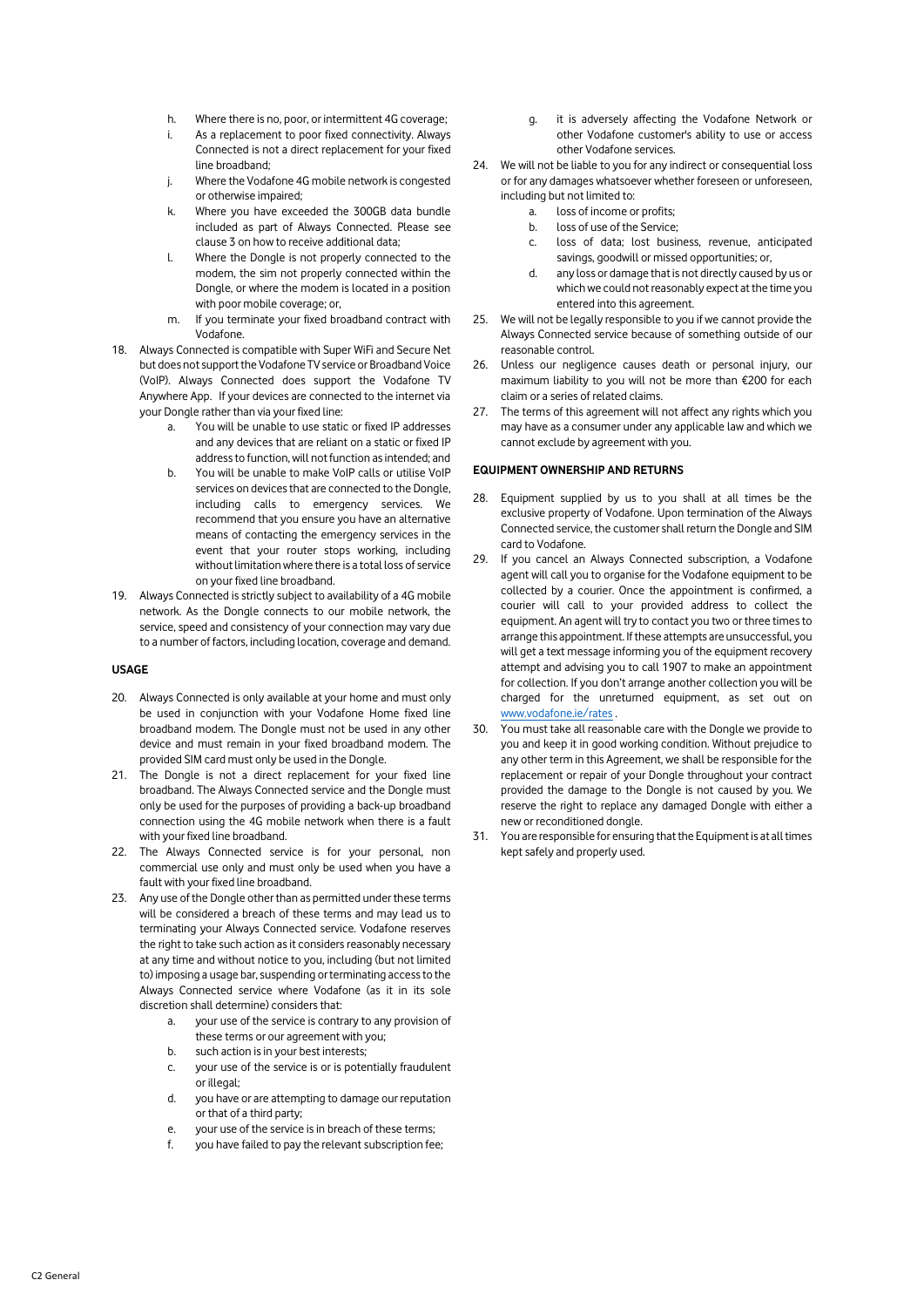h. Where there is no, poor, or intermittent 4G coverage;
i. As a replacement to poor fixed connectivity. Always Connected is not a direct replacement for your fixed line broadband;
j. Where the Vodafone 4G mobile network is congested or otherwise impaired;
k. Where you have exceeded the 300GB data bundle included as part of Always Connected. Please see clause 3 on how to receive additional data;
l. Where the Dongle is not properly connected to the modem, the sim not properly connected within the Dongle, or where the modem is located in a position with poor mobile coverage; or,
m. If you terminate your fixed broadband contract with Vodafone.

18. Always Connected is compatible with Super WiFi and Secure Net but does not support the Vodafone TV service or Broadband Voice (VoIP). Always Connected does support the Vodafone TV Anywhere App. If your devices are connected to the internet via your Dongle rather than via your fixed line:
    a. You will be unable to use static or fixed IP addresses and any devices that are reliant on a static or fixed IP address to function, will not function as intended; and
    b. You will be unable to make VoIP calls or utilise VoIP services on devices that are connected to the Dongle, including calls to emergency services. We recommend that you ensure you have an alternative means of contacting the emergency services in the event that your router stops working, including without limitation where there is a total loss of service on your fixed line broadband.
19. Always Connected is strictly subject to availability of a 4G mobile network. As the Dongle connects to our mobile network, the service, speed and consistency of your connection may vary due to a number of factors, including location, coverage and demand.

**USAGE**

20. Always Connected is only available at your home and must only be used in conjunction with your Vodafone Home fixed line broadband modem. The Dongle must not be used in any other device and must remain in your fixed broadband modem. The provided SIM card must only be used in the Dongle.
21. The Dongle is not a direct replacement for your fixed line broadband. The Always Connected service and the Dongle must only be used for the purposes of providing a back-up broadband connection using the 4G mobile network when there is a fault with your fixed line broadband.
22. The Always Connected service is for your personal, non commercial use only and must only be used when you have a fault with your fixed line broadband.
23. Any use of the Dongle other than as permitted under these terms will be considered a breach of these terms and may lead us to terminating your Always Connected service. Vodafone reserves the right to take such action as it considers reasonably necessary at any time and without notice to you, including (but not limited to) imposing a usage bar, suspending or terminating access to the Always Connected service where Vodafone (as it in its sole discretion shall determine) considers that:
    a. your use of the service is contrary to any provision of these terms or our agreement with you;
    b. such action is in your best interests;
    c. your use of the service is or is potentially fraudulent or illegal;
    d. you have or are attempting to damage our reputation or that of a third party;
    e. your use of the service is in breach of these terms;
    f. you have failed to pay the relevant subscription fee;
    g. it is adversely affecting the Vodafone Network or other Vodafone customer's ability to use or access other Vodafone services.
24. We will not be liable to you for any indirect or consequential loss or for any damages whatsoever whether foreseen or unforeseen, including but not limited to:
    a. loss of income or profits;
    b. loss of use of the Service;
    c. loss of data; lost business, revenue, anticipated savings, goodwill or missed opportunities; or,
    d. any loss or damage that is not directly caused by us or which we could not reasonably expect at the time you entered into this agreement.
25. We will not be legally responsible to you if we cannot provide the Always Connected service because of something outside of our reasonable control.
26. Unless our negligence causes death or personal injury, our maximum liability to you will not be more than €200 for each claim or a series of related claims.
27. The terms of this agreement will not affect any rights which you may have as a consumer under any applicable law and which we cannot exclude by agreement with you.

**EQUIPMENT OWNERSHIP AND RETURNS**

28. Equipment supplied by us to you shall at all times be the exclusive property of Vodafone. Upon termination of the Always Connected service, the customer shall return the Dongle and SIM card to Vodafone.
29. If you cancel an Always Connected subscription, a Vodafone agent will call you to organise for the Vodafone equipment to be collected by a courier. Once the appointment is confirmed, a courier will call to your provided address to collect the equipment. An agent will try to contact you two or three times to arrange this appointment. If these attempts are unsuccessful, you will get a text message informing you of the equipment recovery attempt and advising you to call 1907 to make an appointment for collection. If you don't arrange another collection you will be charged for the unreturned equipment, as set out on www.vodafone.ie/rates .
30. You must take all reasonable care with the Dongle we provide to you and keep it in good working condition. Without prejudice to any other term in this Agreement, we shall be responsible for the replacement or repair of your Dongle throughout your contract provided the damage to the Dongle is not caused by you. We reserve the right to replace any damaged Dongle with either a new or reconditioned dongle.
31. You are responsible for ensuring that the Equipment is at all times kept safely and properly used.